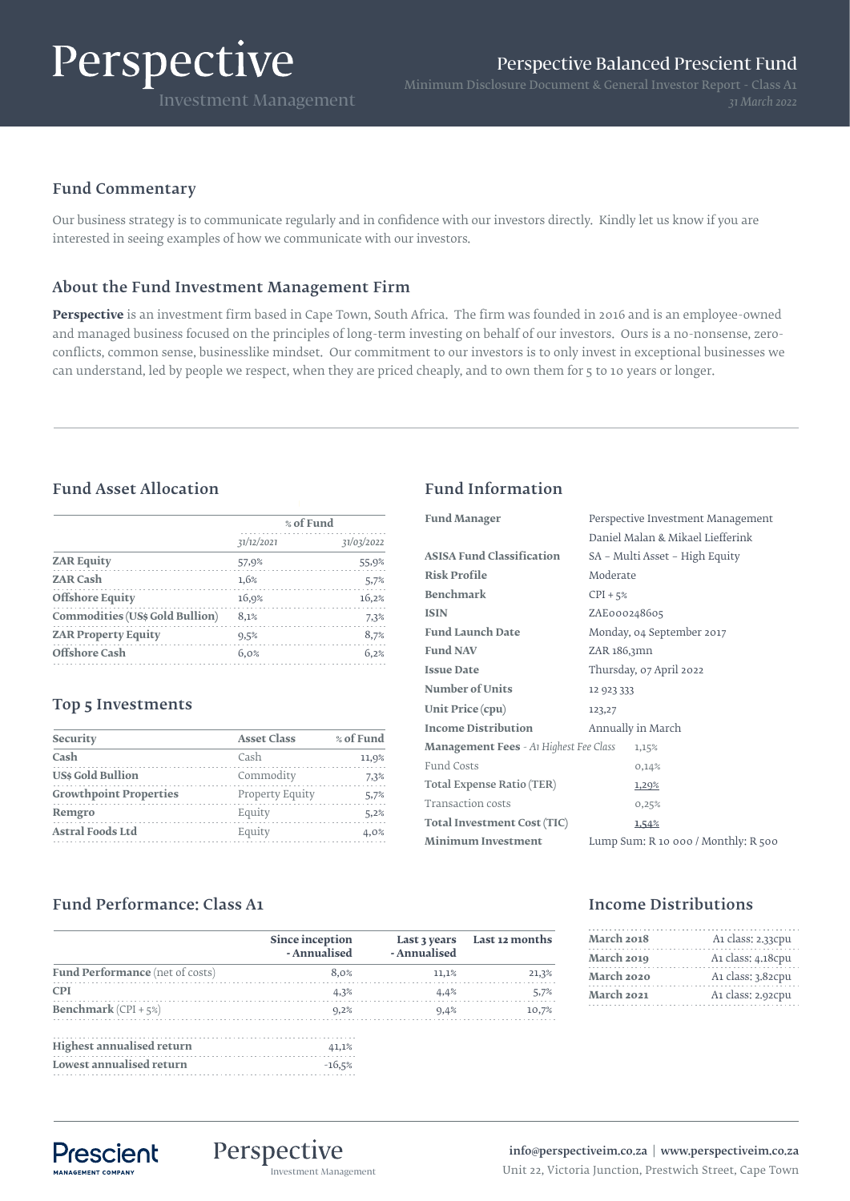# Perspective

Investment Management

## Perspective Balanced Prescient Fund

Minimum Disclosure Document & General Investor Report - Class A1

*31 March 2022*

### Fund Commentary

Our business strategy is to communicate regularly and in confidence with our investors directly. Kindly let us know if you are interested in seeing examples of how we communicate with our investors.

### About the Fund Investment Management Firm

**Perspective** is an investment firm based in Cape Town, South Africa. The firm was founded in 2016 and is an employee-owned and managed business focused on the principles of long-term investing on behalf of our investors. Ours is a no-nonsense, zero-conflicts, common sense, businesslike mindset. Our commitment to our investors is to only invest in exceptional businesses we can understand, led by people we respect, when they are priced cheaply, and to own them for 5 to 10 years or longer.

### Fund Asset Allocation

| | % of Fund | |
|---|---|---|
| | *31/12/2021* | *31/03/2022* |
| **ZAR Equity** | 57,9% | 55,9% |
| **ZAR Cash** | 1,6% | 5,7% |
| **Offshore Equity** | 16,9% | 16,2% |
| **Commodities (US$ Gold Bullion)** | 8,1% | 7,3% |
| **ZAR Property Equity** | 9,5% | 8,7% |
| **Offshore Cash** | 6,0% | 6,2% |

### Top 5 Investments

| Security | Asset Class | % of Fund |
|---|---|---|
| **Cash** | Cash | 11,9% |
| **US$ Gold Bullion** | Commodity | 7,3% |
| **Growthpoint Properties** | Property Equity | 5,7% |
| **Remgro** | Equity | 5,2% |
| **Astral Foods Ltd** | Equity | 4,0% |

### Fund Information

| | |
|---|---|
| **Fund Manager** | Perspective Investment Management<br>Daniel Malan & Mikael Liefferink |
| **ASISA Fund Classification** | SA – Multi Asset – High Equity |
| **Risk Profile** | Moderate |
| **Benchmark** | CPI + 5% |
| **ISIN** | ZAE000248605 |
| **Fund Launch Date** | Monday, 04 September 2017 |
| **Fund NAV** | ZAR 186,3mn |
| **Issue Date** | Thursday, 07 April 2022 |
| **Number of Units** | 12 923 333 |
| **Unit Price (cpu)** | 123,27 |
| **Income Distribution** | Annually in March |
| **Management Fees** *- A1 Highest Fee Class* | 1,15% |
| Fund Costs | 0,14% |
| **Total Expense Ratio (TER)** | 1,29% |
| Transaction costs | 0,25% |
| **Total Investment Cost (TIC)** | 1,54% |
| **Minimum Investment** | Lump Sum: R 10 000 / Monthly: R 500 |

### Fund Performance: Class A1

| | Since inception - Annualised | Last 3 years - Annualised | Last 12 months |
|---|---|---|---|
| **Fund Performance** (net of costs) | 8,0% | 11,1% | 21,3% |
| **CPI** | 4,3% | 4,4% | 5,7% |
| **Benchmark** (CPI + 5%) | 9,2% | 9,4% | 10,7% |

| | |
|---|---|
| **Highest annualised return** | 41,1% |
| **Lowest annualised return** | -16,5% |

### Income Distributions

| | |
|---|---|
| **March 2018** | A1 class: 2,33cpu |
| **March 2019** | A1 class: 4,18cpu |
| **March 2020** | A1 class: 3,82cpu |
| **March 2021** | A1 class: 2,92cpu |

Prescient MANAGEMENT COMPANY

Perspective Investment Management

**info@perspectiveim.co.za** | **www.perspectiveim.co.za**

Unit 22, Victoria Junction, Prestwich Street, Cape Town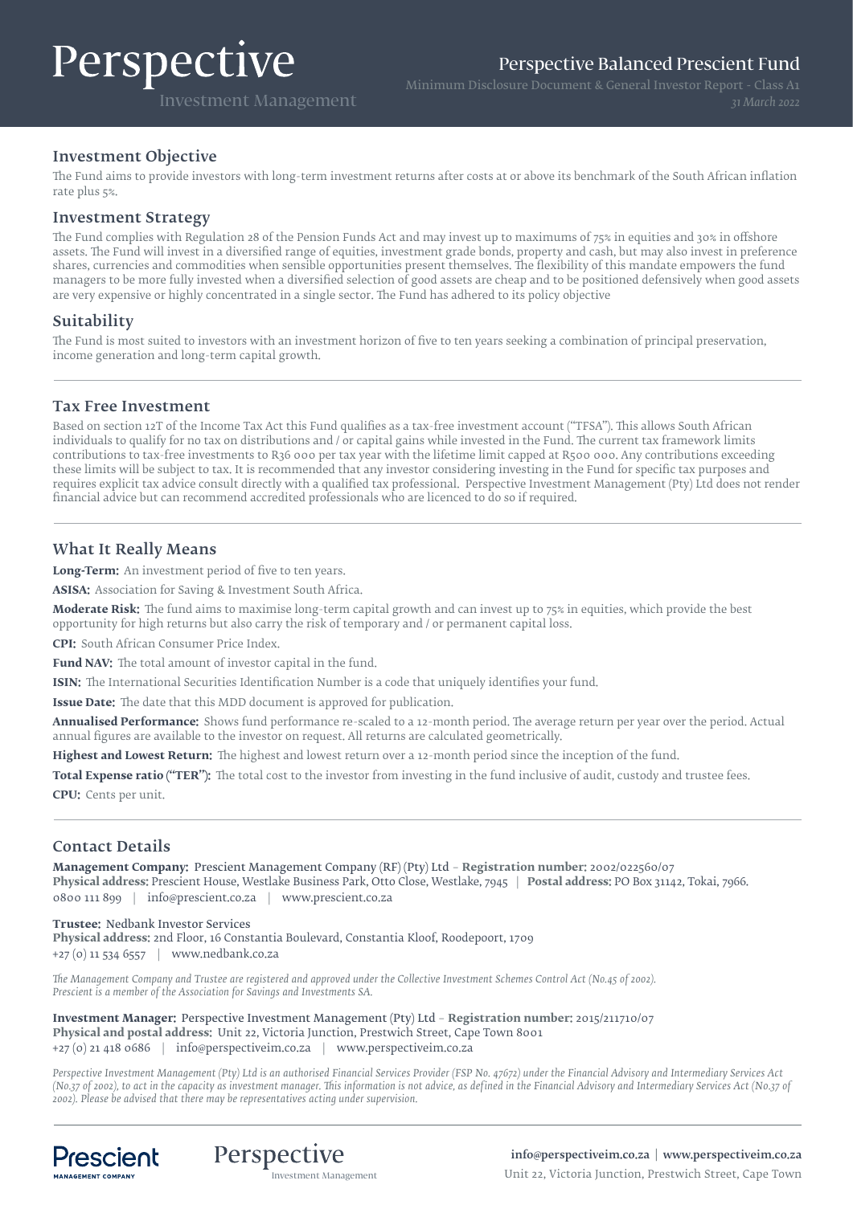## Investment Objective

The Fund aims to provide investors with long-term investment returns after costs at or above its benchmark of the South African inflation rate plus 5%.

## Investment Strategy

The Fund complies with Regulation 28 of the Pension Funds Act and may invest up to maximums of 75% in equities and 30% in offshore assets. The Fund will invest in a diversified range of equities, investment grade bonds, property and cash, but may also invest in preference shares, currencies and commodities when sensible opportunities present themselves. The flexibility of this mandate empowers the fund managers to be more fully invested when a diversified selection of good assets are cheap and to be positioned defensively when good assets are very expensive or highly concentrated in a single sector. The Fund has adhered to its policy objective

## Suitability

The Fund is most suited to investors with an investment horizon of five to ten years seeking a combination of principal preservation, income generation and long-term capital growth.

## Tax Free Investment

Based on section 12T of the Income Tax Act this Fund qualifies as a tax-free investment account ("TFSA"). This allows South African individuals to qualify for no tax on distributions and / or capital gains while invested in the Fund. The current tax framework limits contributions to tax-free investments to R36 000 per tax year with the lifetime limit capped at R500 000. Any contributions exceeding these limits will be subject to tax. It is recommended that any investor considering investing in the Fund for specific tax purposes and requires explicit tax advice consult directly with a qualified tax professional. Perspective Investment Management (Pty) Ltd does not render financial advice but can recommend accredited professionals who are licenced to do so if required.

## What It Really Means

**Long-Term:** An investment period of five to ten years.

**ASISA:** Association for Saving & Investment South Africa.

**Moderate Risk:** The fund aims to maximise long-term capital growth and can invest up to 75% in equities, which provide the best opportunity for high returns but also carry the risk of temporary and / or permanent capital loss.

**CPI:** South African Consumer Price Index.

**Fund NAV:** The total amount of investor capital in the fund.

**ISIN:** The International Securities Identification Number is a code that uniquely identifies your fund.

**Issue Date:** The date that this MDD document is approved for publication.

**Annualised Performance:** Shows fund performance re-scaled to a 12-month period. The average return per year over the period. Actual annual figures are available to the investor on request. All returns are calculated geometrically.

**Highest and Lowest Return:** The highest and lowest return over a 12-month period since the inception of the fund.

**Total Expense ratio ("TER"):** The total cost to the investor from investing in the fund inclusive of audit, custody and trustee fees.

**CPU:** Cents per unit.

## Contact Details

**Management Company:** Prescient Management Company (RF) (Pty) Ltd – **Registration number:** 2002/022560/07
**Physical address:** Prescient House, Westlake Business Park, Otto Close, Westlake, 7945 | **Postal address:** PO Box 31142, Tokai, 7966.
0800 111 899 | info@prescient.co.za | www.prescient.co.za

**Trustee:** Nedbank Investor Services
**Physical address:** 2nd Floor, 16 Constantia Boulevard, Constantia Kloof, Roodepoort, 1709
+27 (0) 11 534 6557 | www.nedbank.co.za

*The Management Company and Trustee are registered and approved under the Collective Investment Schemes Control Act (No.45 of 2002). Prescient is a member of the Association for Savings and Investments SA.*

**Investment Manager:** Perspective Investment Management (Pty) Ltd – **Registration number:** 2015/211710/07
**Physical and postal address:** Unit 22, Victoria Junction, Prestwich Street, Cape Town 8001
+27 (0) 21 418 0686 | info@perspectiveim.co.za | www.perspectiveim.co.za

*Perspective Investment Management (Pty) Ltd is an authorised Financial Services Provider (FSP No. 47672) under the Financial Advisory and Intermediary Services Act (No.37 of 2002), to act in the capacity as investment manager. This information is not advice, as defined in the Financial Advisory and Intermediary Services Act (No.37 of 2002). Please be advised that there may be representatives acting under supervision.*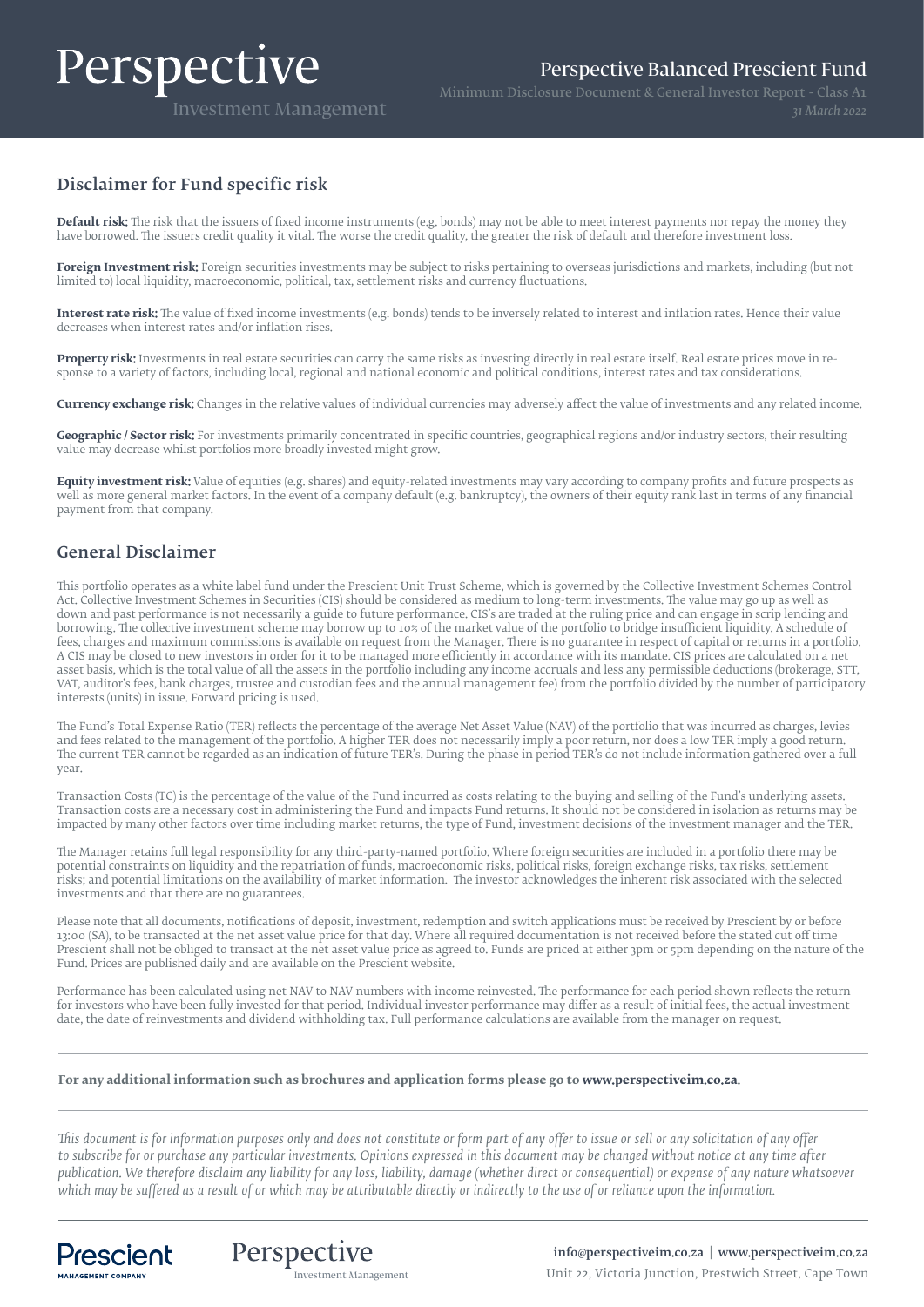## Disclaimer for Fund specific risk

**Default risk:** The risk that the issuers of fixed income instruments (e.g. bonds) may not be able to meet interest payments nor repay the money they have borrowed. The issuers credit quality it vital. The worse the credit quality, the greater the risk of default and therefore investment loss.

**Foreign Investment risk:** Foreign securities investments may be subject to risks pertaining to overseas jurisdictions and markets, including (but not limited to) local liquidity, macroeconomic, political, tax, settlement risks and currency fluctuations.

**Interest rate risk:** The value of fixed income investments (e.g. bonds) tends to be inversely related to interest and inflation rates. Hence their value decreases when interest rates and/or inflation rises.

**Property risk:** Investments in real estate securities can carry the same risks as investing directly in real estate itself. Real estate prices move in response to a variety of factors, including local, regional and national economic and political conditions, interest rates and tax considerations.

**Currency exchange risk:** Changes in the relative values of individual currencies may adversely affect the value of investments and any related income.

**Geographic / Sector risk:** For investments primarily concentrated in specific countries, geographical regions and/or industry sectors, their resulting value may decrease whilst portfolios more broadly invested might grow.

**Equity investment risk:** Value of equities (e.g. shares) and equity-related investments may vary according to company profits and future prospects as well as more general market factors. In the event of a company default (e.g. bankruptcy), the owners of their equity rank last in terms of any financial payment from that company.

## General Disclaimer

This portfolio operates as a white label fund under the Prescient Unit Trust Scheme, which is governed by the Collective Investment Schemes Control Act. Collective Investment Schemes in Securities (CIS) should be considered as medium to long-term investments. The value may go up as well as down and past performance is not necessarily a guide to future performance. CIS's are traded at the ruling price and can engage in scrip lending and borrowing. The collective investment scheme may borrow up to 10% of the market value of the portfolio to bridge insufficient liquidity. A schedule of fees, charges and maximum commissions is available on request from the Manager. There is no guarantee in respect of capital or returns in a portfolio. A CIS may be closed to new investors in order for it to be managed more efficiently in accordance with its mandate. CIS prices are calculated on a net asset basis, which is the total value of all the assets in the portfolio including any income accruals and less any permissible deductions (brokerage, STT, VAT, auditor's fees, bank charges, trustee and custodian fees and the annual management fee) from the portfolio divided by the number of participatory interests (units) in issue. Forward pricing is used.

The Fund's Total Expense Ratio (TER) reflects the percentage of the average Net Asset Value (NAV) of the portfolio that was incurred as charges, levies and fees related to the management of the portfolio. A higher TER does not necessarily imply a poor return, nor does a low TER imply a good return. The current TER cannot be regarded as an indication of future TER's. During the phase in period TER's do not include information gathered over a full year.

Transaction Costs (TC) is the percentage of the value of the Fund incurred as costs relating to the buying and selling of the Fund's underlying assets. Transaction costs are a necessary cost in administering the Fund and impacts Fund returns. It should not be considered in isolation as returns may be impacted by many other factors over time including market returns, the type of Fund, investment decisions of the investment manager and the TER.

The Manager retains full legal responsibility for any third-party-named portfolio. Where foreign securities are included in a portfolio there may be potential constraints on liquidity and the repatriation of funds, macroeconomic risks, political risks, foreign exchange risks, tax risks, settlement risks; and potential limitations on the availability of market information. The investor acknowledges the inherent risk associated with the selected investments and that there are no guarantees.

Please note that all documents, notifications of deposit, investment, redemption and switch applications must be received by Prescient by or before 13:00 (SA), to be transacted at the net asset value price for that day. Where all required documentation is not received before the stated cut off time Prescient shall not be obliged to transact at the net asset value price as agreed to. Funds are priced at either 3pm or 5pm depending on the nature of the Fund. Prices are published daily and are available on the Prescient website.

Performance has been calculated using net NAV to NAV numbers with income reinvested. The performance for each period shown reflects the return for investors who have been fully invested for that period. Individual investor performance may differ as a result of initial fees, the actual investment date, the date of reinvestments and dividend withholding tax. Full performance calculations are available from the manager on request.

**For any additional information such as brochures and application forms please go to www.perspectiveim.co.za.**

*This document is for information purposes only and does not constitute or form part of any offer to issue or sell or any solicitation of any offer to subscribe for or purchase any particular investments. Opinions expressed in this document may be changed without notice at any time after publication. We therefore disclaim any liability for any loss, liability, damage (whether direct or consequential) or expense of any nature whatsoever which may be suffered as a result of or which may be attributable directly or indirectly to the use of or reliance upon the information.*

Prescient MANAGEMENT COMPANY

Perspective Investment Management

**info@perspectiveim.co.za | www.perspectiveim.co.za**

Unit 22, Victoria Junction, Prestwich Street, Cape Town